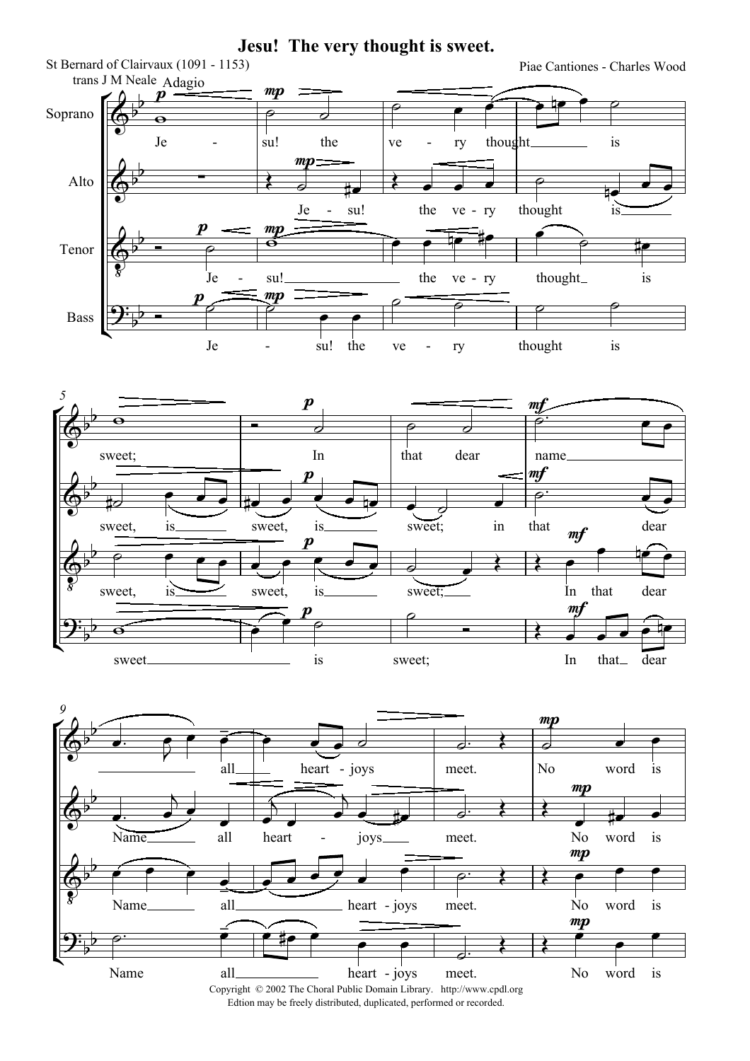# Jesu! The very thought is sweet.

St Bernard of Clairvaux (1091 - 1153)
trans J M Neale

Piae Cantiones - Charles Wood

Copyright © 2002 The Choral Public Domain Library. http://www.cpdl.org
Edtion may be freely distributed, duplicated, performed or recorded.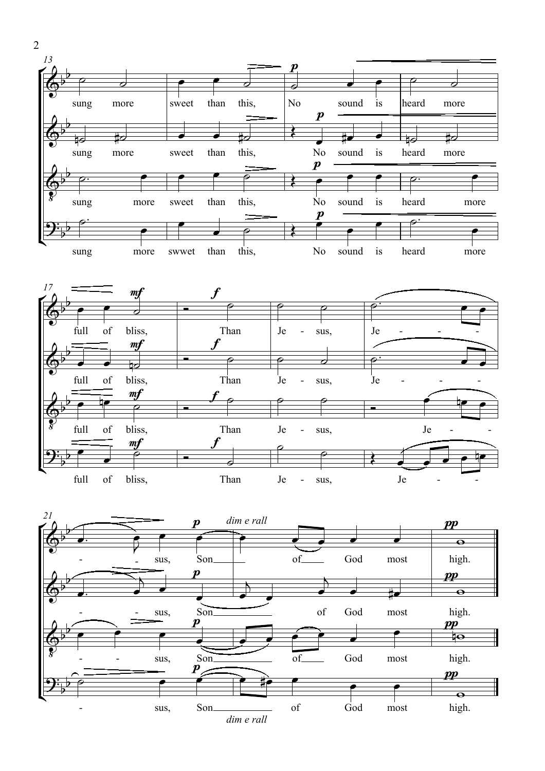13

sung more sweet than this, No sound is heard more

sung more sweet than this, No sound is heard more

sung more sweet than this, No sound is heard more

sung more swwet than this, No sound is heard more

17

full of bliss, Than Je - sus, Je - - -

full of bliss, Than Je - sus, Je - - -

full of bliss, Than Je - sus, Je - -

full of bliss, Than Je - sus, Je - -

21

*dim e rall*

- - sus, Son of God most high.

- - sus, Son of God most high.

- - sus, Son of God most high.

- sus, Son of God most high.

*dim e rall*